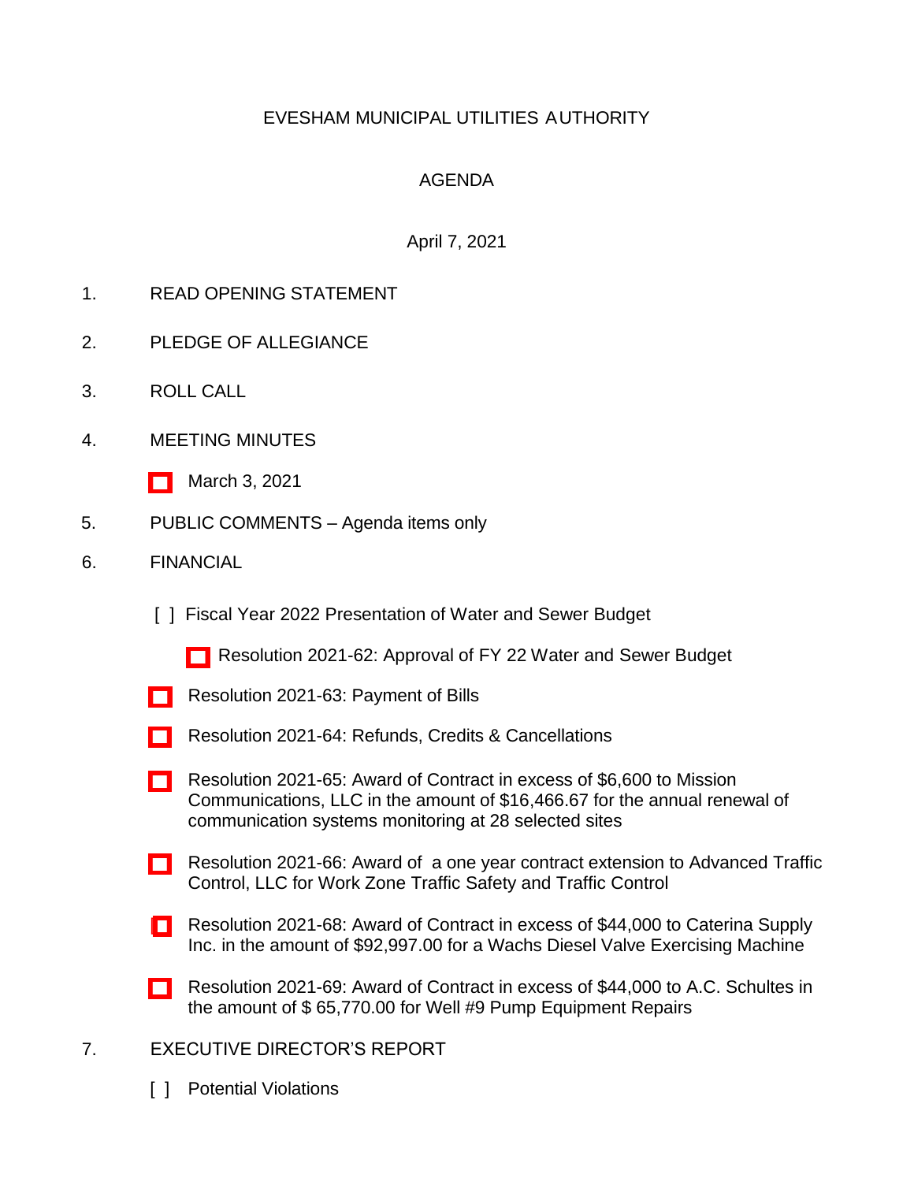EVESHAM MUNICIPAL UTILITIES AUTHORITY

AGENDA

April 7, 2021

1. READ OPENING STATEMENT

2. PLEDGE OF ALLEGIANCE

3. ROLL CALL

4. MEETING MINUTES

   [ ] March 3, 2021

5. PUBLIC COMMENTS – Agenda items only

6. FINANCIAL

   [ ] Fiscal Year 2022 Presentation of Water and Sewer Budget

      [ ] Resolution 2021-62: Approval of FY 22 Water and Sewer Budget

   [ ] Resolution 2021-63: Payment of Bills

   [ ] Resolution 2021-64: Refunds, Credits & Cancellations

   [ ] Resolution 2021-65: Award of Contract in excess of $6,600 to Mission Communications, LLC in the amount of $16,466.67 for the annual renewal of communication systems monitoring at 28 selected sites

   [ ] Resolution 2021-66: Award of a one year contract extension to Advanced Traffic Control, LLC for Work Zone Traffic Safety and Traffic Control

   [ ] Resolution 2021-68: Award of Contract in excess of $44,000 to Caterina Supply Inc. in the amount of $92,997.00 for a Wachs Diesel Valve Exercising Machine

   [ ] Resolution 2021-69: Award of Contract in excess of $44,000 to A.C. Schultes in the amount of $ 65,770.00 for Well #9 Pump Equipment Repairs

7. EXECUTIVE DIRECTOR'S REPORT

   [ ] Potential Violations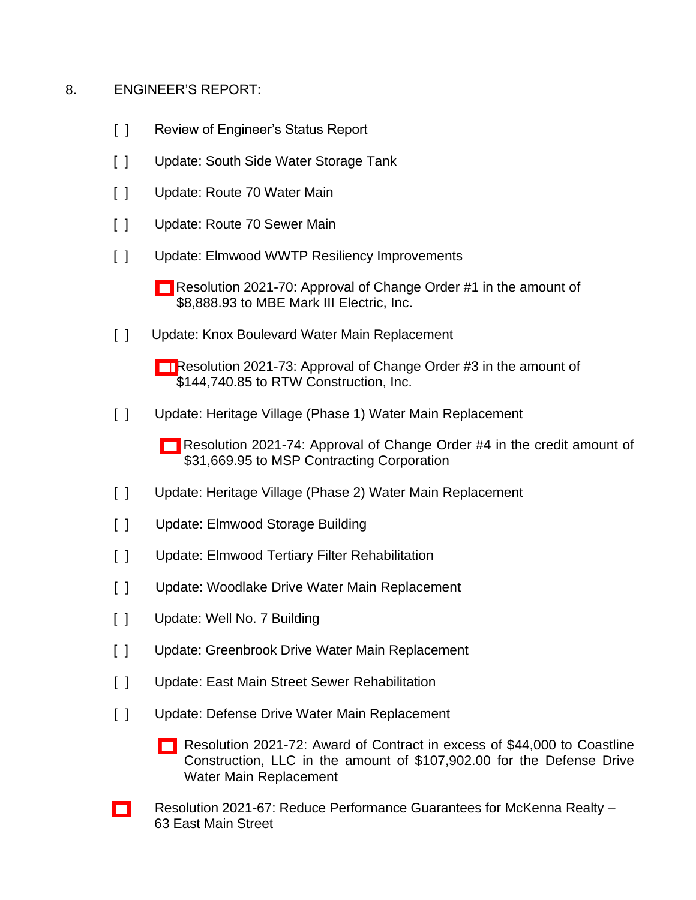8. ENGINEER'S REPORT:

[ ] Review of Engineer's Status Report

[ ] Update: South Side Water Storage Tank

[ ] Update: Route 70 Water Main

[ ] Update: Route 70 Sewer Main

[ ] Update: Elmwood WWTP Resiliency Improvements

- [ ] Resolution 2021-70: Approval of Change Order #1 in the amount of $8,888.93 to MBE Mark III Electric, Inc.

[ ] Update: Knox Boulevard Water Main Replacement

- [ ] Resolution 2021-73: Approval of Change Order #3 in the amount of $144,740.85 to RTW Construction, Inc.

[ ] Update: Heritage Village (Phase 1) Water Main Replacement

- [ ] Resolution 2021-74: Approval of Change Order #4 in the credit amount of $31,669.95 to MSP Contracting Corporation

[ ] Update: Heritage Village (Phase 2) Water Main Replacement

[ ] Update: Elmwood Storage Building

[ ] Update: Elmwood Tertiary Filter Rehabilitation

[ ] Update: Woodlake Drive Water Main Replacement

[ ] Update: Well No. 7 Building

[ ] Update: Greenbrook Drive Water Main Replacement

[ ] Update: East Main Street Sewer Rehabilitation

[ ] Update: Defense Drive Water Main Replacement

- [ ] Resolution 2021-72: Award of Contract in excess of $44,000 to Coastline Construction, LLC in the amount of $107,902.00 for the Defense Drive Water Main Replacement

[ ] Resolution 2021-67: Reduce Performance Guarantees for McKenna Realty – 63 East Main Street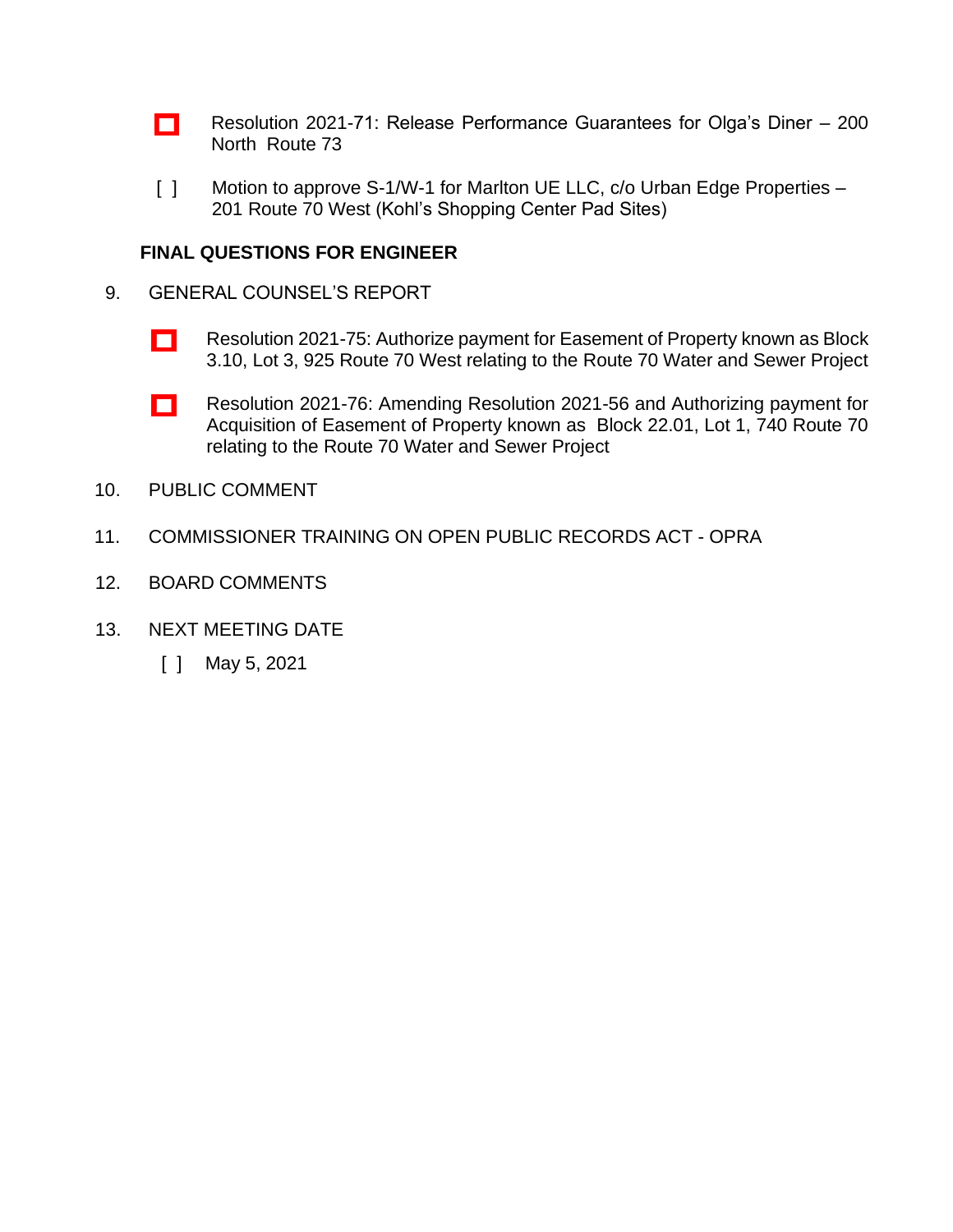- ☐ Resolution 2021-71: Release Performance Guarantees for Olga's Diner – 200 North Route 73

- [ ] Motion to approve S-1/W-1 for Marlton UE LLC, c/o Urban Edge Properties – 201 Route 70 West (Kohl's Shopping Center Pad Sites)

**FINAL QUESTIONS FOR ENGINEER**

9. GENERAL COUNSEL'S REPORT

   - ☐ Resolution 2021-75: Authorize payment for Easement of Property known as Block 3.10, Lot 3, 925 Route 70 West relating to the Route 70 Water and Sewer Project

   - ☐ Resolution 2021-76: Amending Resolution 2021-56 and Authorizing payment for Acquisition of Easement of Property known as Block 22.01, Lot 1, 740 Route 70 relating to the Route 70 Water and Sewer Project

10. PUBLIC COMMENT

11. COMMISSIONER TRAINING ON OPEN PUBLIC RECORDS ACT - OPRA

12. BOARD COMMENTS

13. NEXT MEETING DATE

    - [ ] May 5, 2021